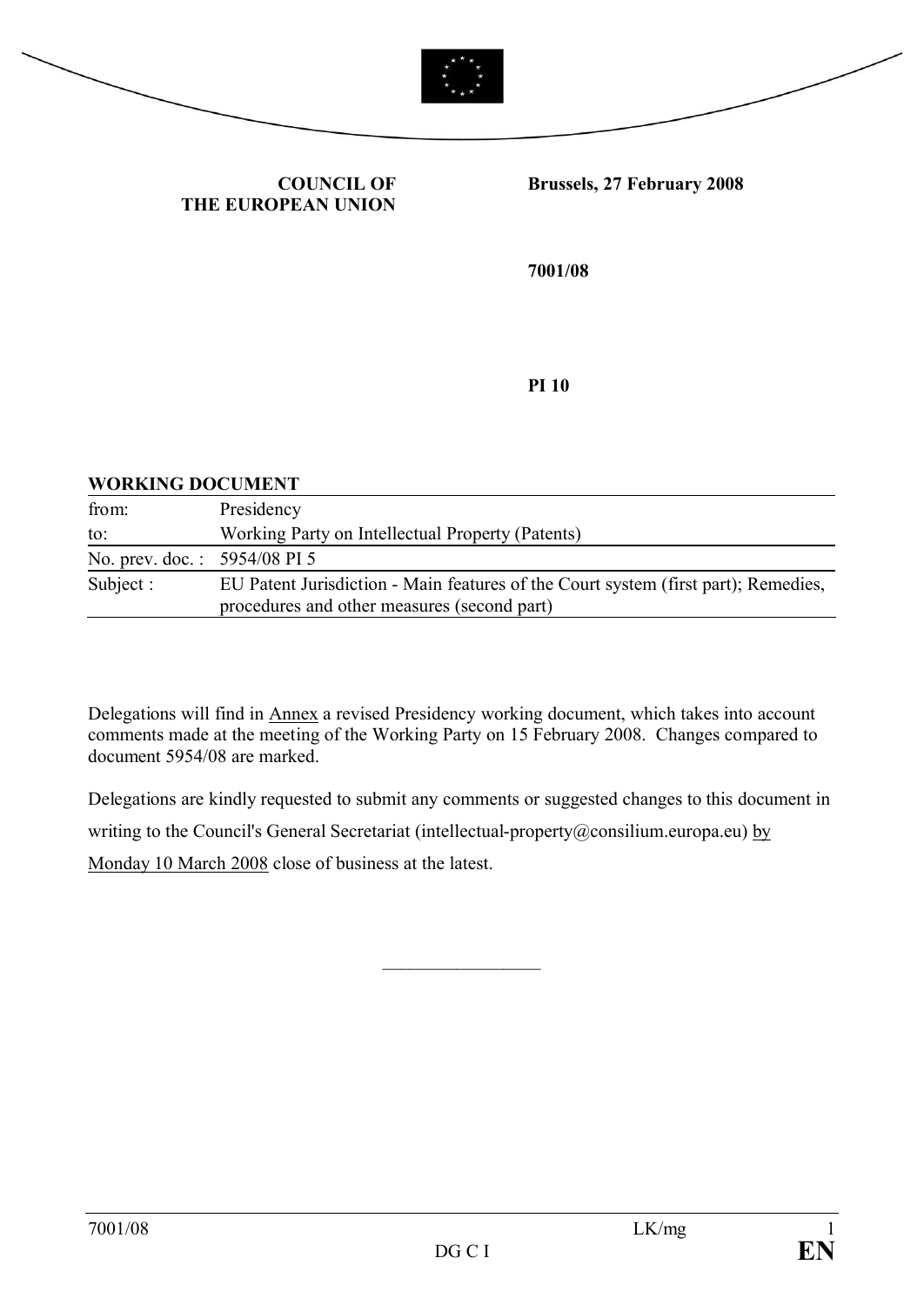**COUNCIL OF THE EUROPEAN UNION**

**Brussels, 27 February 2008**

**7001/08**

**PI 10**

**WORKING DOCUMENT**

| | |
|---|---|
| from: | Presidency |
| to: | Working Party on Intellectual Property (Patents) |
| No. prev. doc. : | 5954/08 PI 5 |
| Subject : | EU Patent Jurisdiction - Main features of the Court system (first part); Remedies, procedures and other measures (second part) |

Delegations will find in Annex a revised Presidency working document, which takes into account comments made at the meeting of the Working Party on 15 February 2008. Changes compared to document 5954/08 are marked.

Delegations are kindly requested to submit any comments or suggested changes to this document in writing to the Council's General Secretariat (intellectual-property@consilium.europa.eu) by Monday 10 March 2008 close of business at the latest.

\_\_\_\_\_\_\_\_\_\_\_\_\_\_\_\_\_\_\_\_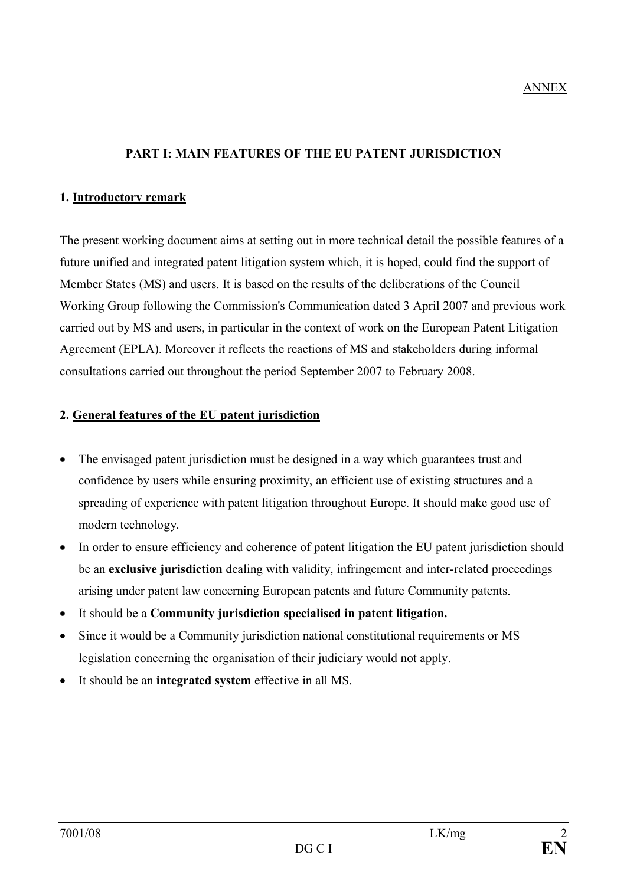ANNEX

## PART I: MAIN FEATURES OF THE EU PATENT JURISDICTION

### 1. Introductory remark

The present working document aims at setting out in more technical detail the possible features of a future unified and integrated patent litigation system which, it is hoped, could find the support of Member States (MS) and users. It is based on the results of the deliberations of the Council Working Group following the Commission's Communication dated 3 April 2007 and previous work carried out by MS and users, in particular in the context of work on the European Patent Litigation Agreement (EPLA). Moreover it reflects the reactions of MS and stakeholders during informal consultations carried out throughout the period September 2007 to February 2008.

### 2. General features of the EU patent jurisdiction

- The envisaged patent jurisdiction must be designed in a way which guarantees trust and confidence by users while ensuring proximity, an efficient use of existing structures and a spreading of experience with patent litigation throughout Europe. It should make good use of modern technology.
- In order to ensure efficiency and coherence of patent litigation the EU patent jurisdiction should be an **exclusive jurisdiction** dealing with validity, infringement and inter-related proceedings arising under patent law concerning European patents and future Community patents.
- It should be a **Community jurisdiction specialised in patent litigation.**
- Since it would be a Community jurisdiction national constitutional requirements or MS legislation concerning the organisation of their judiciary would not apply.
- It should be an **integrated system** effective in all MS.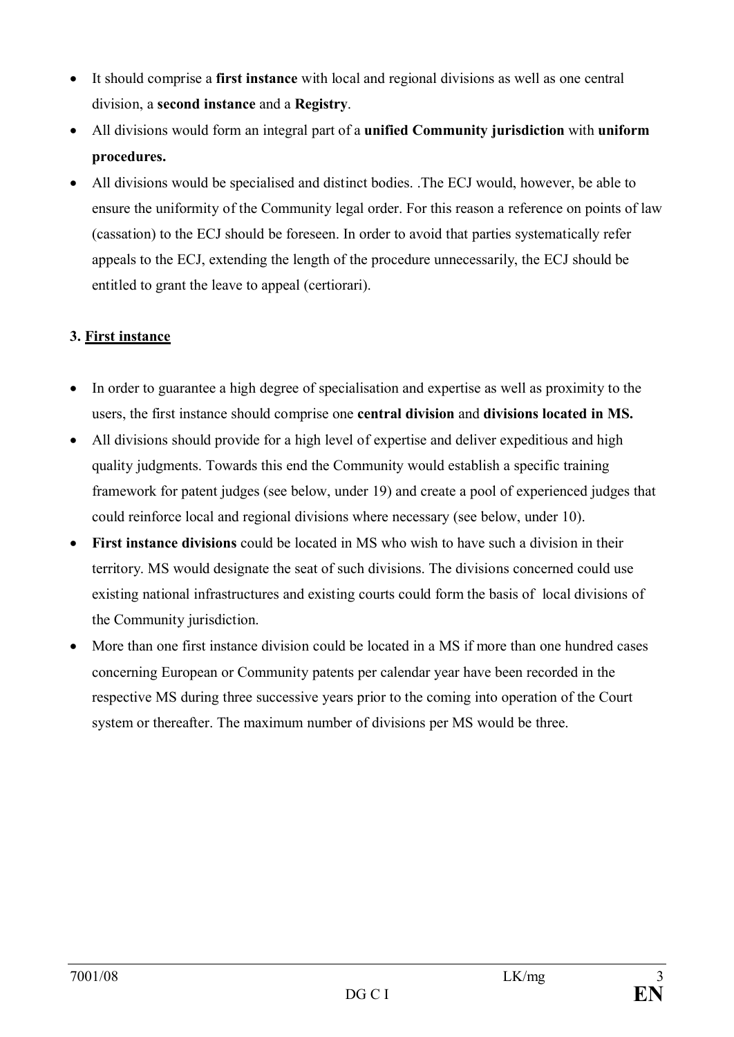- It should comprise a **first instance** with local and regional divisions as well as one central division, a **second instance** and a **Registry**.
- All divisions would form an integral part of a **unified Community jurisdiction** with **uniform procedures.**
- All divisions would be specialised and distinct bodies. .The ECJ would, however, be able to ensure the uniformity of the Community legal order. For this reason a reference on points of law (cassation) to the ECJ should be foreseen. In order to avoid that parties systematically refer appeals to the ECJ, extending the length of the procedure unnecessarily, the ECJ should be entitled to grant the leave to appeal (certiorari).

### 3. First instance

- In order to guarantee a high degree of specialisation and expertise as well as proximity to the users, the first instance should comprise one **central division** and **divisions located in MS.**
- All divisions should provide for a high level of expertise and deliver expeditious and high quality judgments. Towards this end the Community would establish a specific training framework for patent judges (see below, under 19) and create a pool of experienced judges that could reinforce local and regional divisions where necessary (see below, under 10).
- **First instance divisions** could be located in MS who wish to have such a division in their territory. MS would designate the seat of such divisions. The divisions concerned could use existing national infrastructures and existing courts could form the basis of local divisions of the Community jurisdiction.
- More than one first instance division could be located in a MS if more than one hundred cases concerning European or Community patents per calendar year have been recorded in the respective MS during three successive years prior to the coming into operation of the Court system or thereafter. The maximum number of divisions per MS would be three.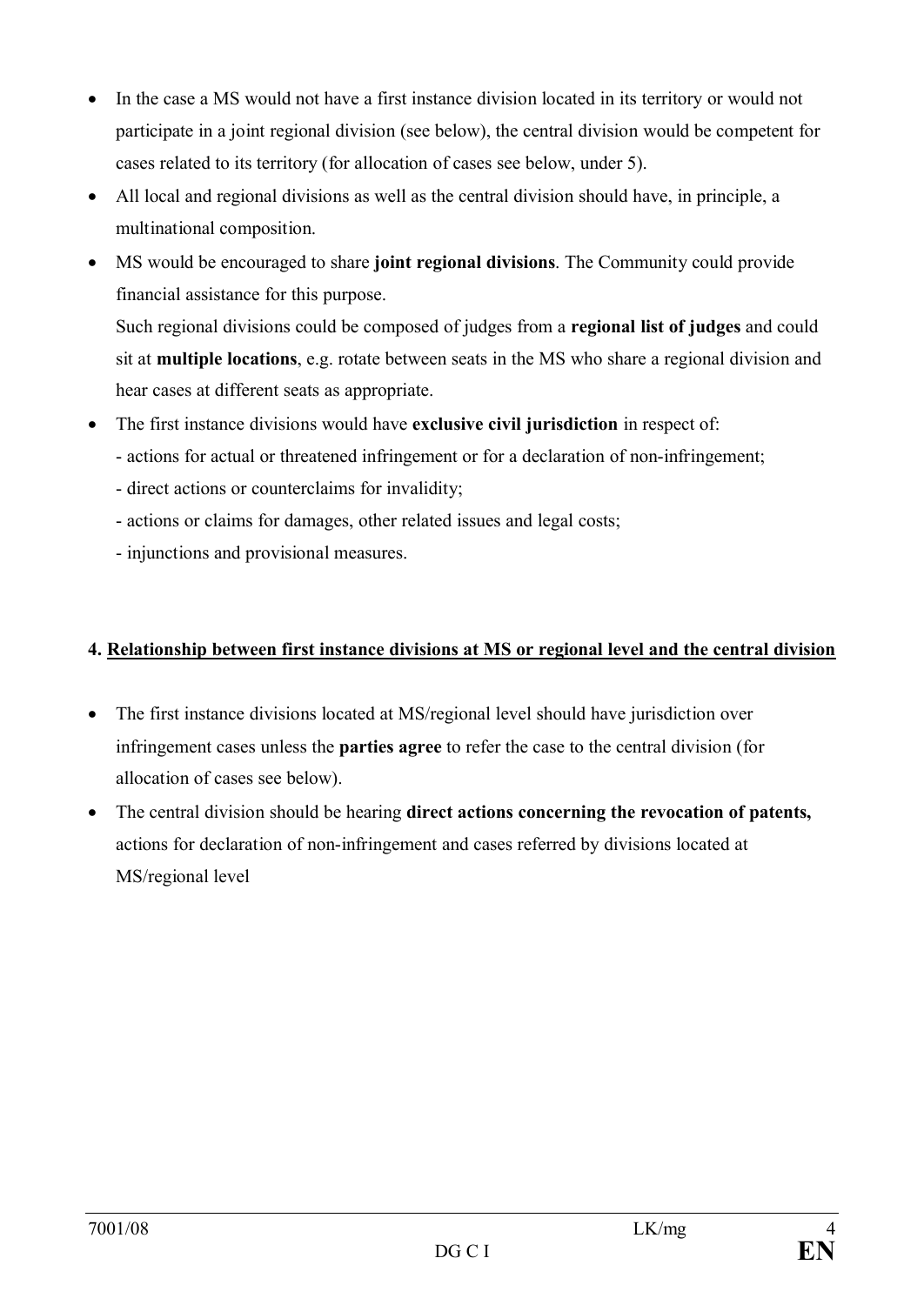- In the case a MS would not have a first instance division located in its territory or would not participate in a joint regional division (see below), the central division would be competent for cases related to its territory (for allocation of cases see below, under 5).
- All local and regional divisions as well as the central division should have, in principle, a multinational composition.
- MS would be encouraged to share **joint regional divisions**. The Community could provide financial assistance for this purpose.

  Such regional divisions could be composed of judges from a **regional list of judges** and could sit at **multiple locations**, e.g. rotate between seats in the MS who share a regional division and hear cases at different seats as appropriate.
- The first instance divisions would have **exclusive civil jurisdiction** in respect of:
  - actions for actual or threatened infringement or for a declaration of non-infringement;
  - direct actions or counterclaims for invalidity;
  - actions or claims for damages, other related issues and legal costs;
  - injunctions and provisional measures.

**4. Relationship between first instance divisions at MS or regional level and the central division**

- The first instance divisions located at MS/regional level should have jurisdiction over infringement cases unless the **parties agree** to refer the case to the central division (for allocation of cases see below).
- The central division should be hearing **direct actions concerning the revocation of patents,** actions for declaration of non-infringement and cases referred by divisions located at MS/regional level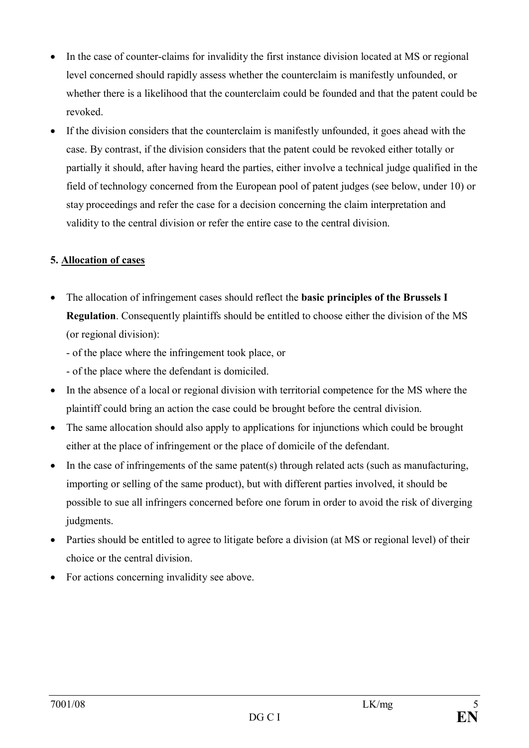- In the case of counter-claims for invalidity the first instance division located at MS or regional level concerned should rapidly assess whether the counterclaim is manifestly unfounded, or whether there is a likelihood that the counterclaim could be founded and that the patent could be revoked.
- If the division considers that the counterclaim is manifestly unfounded, it goes ahead with the case. By contrast, if the division considers that the patent could be revoked either totally or partially it should, after having heard the parties, either involve a technical judge qualified in the field of technology concerned from the European pool of patent judges (see below, under 10) or stay proceedings and refer the case for a decision concerning the claim interpretation and validity to the central division or refer the entire case to the central division.

**5. <u>Allocation of cases</u>**

- The allocation of infringement cases should reflect the **basic principles of the Brussels I Regulation**. Consequently plaintiffs should be entitled to choose either the division of the MS (or regional division):
  - of the place where the infringement took place, or
  - of the place where the defendant is domiciled.
- In the absence of a local or regional division with territorial competence for the MS where the plaintiff could bring an action the case could be brought before the central division.
- The same allocation should also apply to applications for injunctions which could be brought either at the place of infringement or the place of domicile of the defendant.
- In the case of infringements of the same patent(s) through related acts (such as manufacturing, importing or selling of the same product), but with different parties involved, it should be possible to sue all infringers concerned before one forum in order to avoid the risk of diverging judgments.
- Parties should be entitled to agree to litigate before a division (at MS or regional level) of their choice or the central division.
- For actions concerning invalidity see above.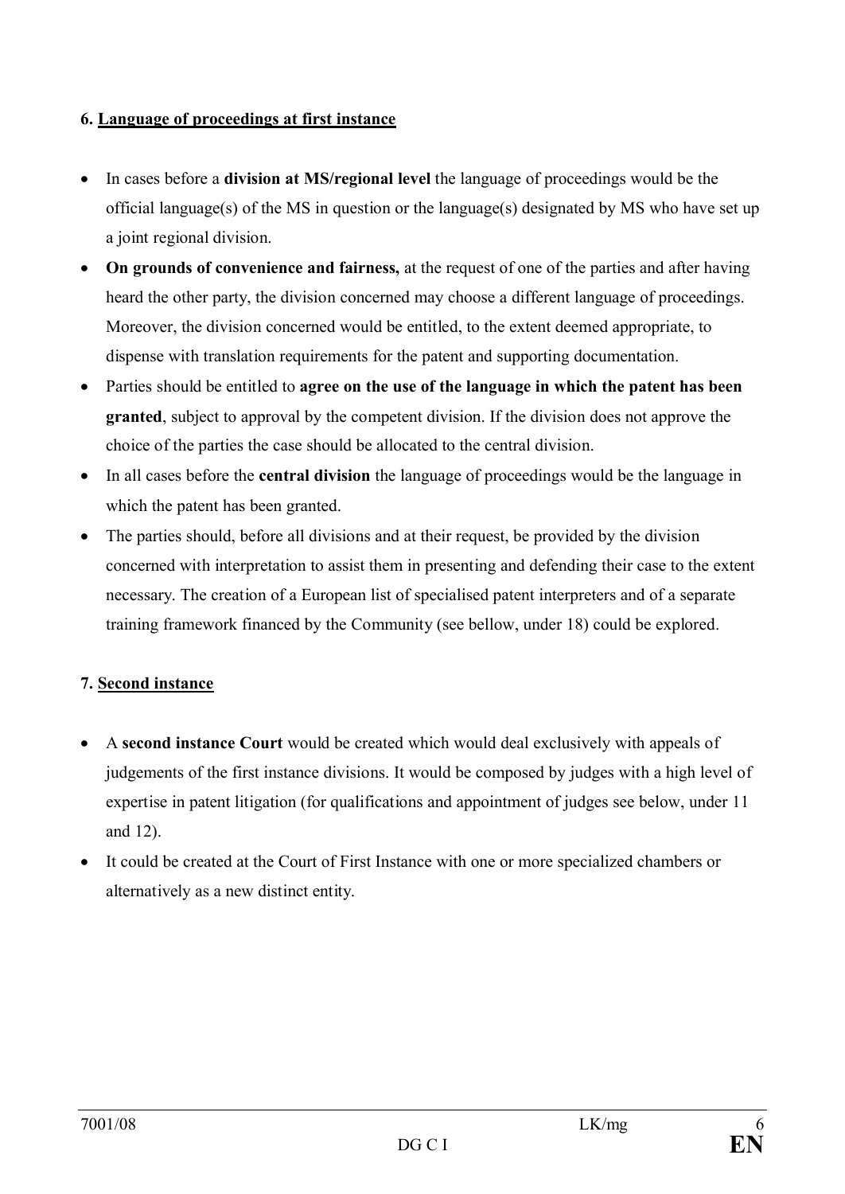**6. Language of proceedings at first instance**

- In cases before a **division at MS/regional level** the language of proceedings would be the official language(s) of the MS in question or the language(s) designated by MS who have set up a joint regional division.
- **On grounds of convenience and fairness,** at the request of one of the parties and after having heard the other party, the division concerned may choose a different language of proceedings. Moreover, the division concerned would be entitled, to the extent deemed appropriate, to dispense with translation requirements for the patent and supporting documentation.
- Parties should be entitled to **agree on the use of the language in which the patent has been granted**, subject to approval by the competent division. If the division does not approve the choice of the parties the case should be allocated to the central division.
- In all cases before the **central division** the language of proceedings would be the language in which the patent has been granted.
- The parties should, before all divisions and at their request, be provided by the division concerned with interpretation to assist them in presenting and defending their case to the extent necessary. The creation of a European list of specialised patent interpreters and of a separate training framework financed by the Community (see bellow, under 18) could be explored.

**7. Second instance**

- A **second instance Court** would be created which would deal exclusively with appeals of judgements of the first instance divisions. It would be composed by judges with a high level of expertise in patent litigation (for qualifications and appointment of judges see below, under 11 and 12).
- It could be created at the Court of First Instance with one or more specialized chambers or alternatively as a new distinct entity.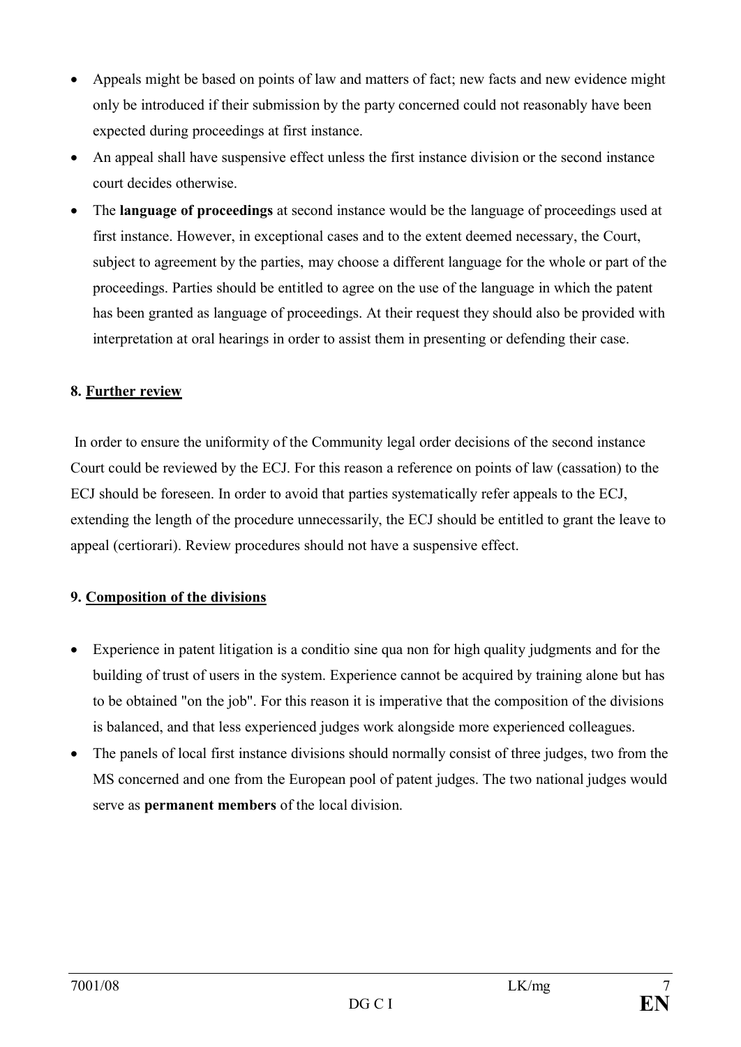- Appeals might be based on points of law and matters of fact; new facts and new evidence might only be introduced if their submission by the party concerned could not reasonably have been expected during proceedings at first instance.
- An appeal shall have suspensive effect unless the first instance division or the second instance court decides otherwise.
- The **language of proceedings** at second instance would be the language of proceedings used at first instance. However, in exceptional cases and to the extent deemed necessary, the Court, subject to agreement by the parties, may choose a different language for the whole or part of the proceedings. Parties should be entitled to agree on the use of the language in which the patent has been granted as language of proceedings. At their request they should also be provided with interpretation at oral hearings in order to assist them in presenting or defending their case.

**8. <u>Further review</u>**

In order to ensure the uniformity of the Community legal order decisions of the second instance Court could be reviewed by the ECJ. For this reason a reference on points of law (cassation) to the ECJ should be foreseen. In order to avoid that parties systematically refer appeals to the ECJ, extending the length of the procedure unnecessarily, the ECJ should be entitled to grant the leave to appeal (certiorari). Review procedures should not have a suspensive effect.

**9. <u>Composition of the divisions</u>**

- Experience in patent litigation is a conditio sine qua non for high quality judgments and for the building of trust of users in the system. Experience cannot be acquired by training alone but has to be obtained "on the job". For this reason it is imperative that the composition of the divisions is balanced, and that less experienced judges work alongside more experienced colleagues.
- The panels of local first instance divisions should normally consist of three judges, two from the MS concerned and one from the European pool of patent judges. The two national judges would serve as **permanent members** of the local division.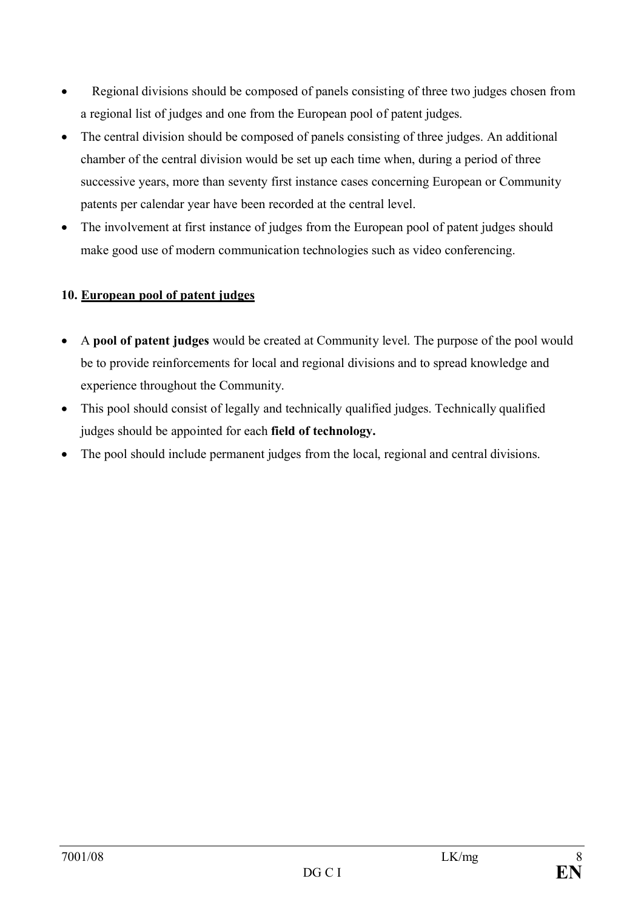- Regional divisions should be composed of panels consisting of three two judges chosen from a regional list of judges and one from the European pool of patent judges.
- The central division should be composed of panels consisting of three judges. An additional chamber of the central division would be set up each time when, during a period of three successive years, more than seventy first instance cases concerning European or Community patents per calendar year have been recorded at the central level.
- The involvement at first instance of judges from the European pool of patent judges should make good use of modern communication technologies such as video conferencing.

**10. <u>European pool of patent judges</u>**

- A **pool of patent judges** would be created at Community level. The purpose of the pool would be to provide reinforcements for local and regional divisions and to spread knowledge and experience throughout the Community.
- This pool should consist of legally and technically qualified judges. Technically qualified judges should be appointed for each **field of technology.**
- The pool should include permanent judges from the local, regional and central divisions.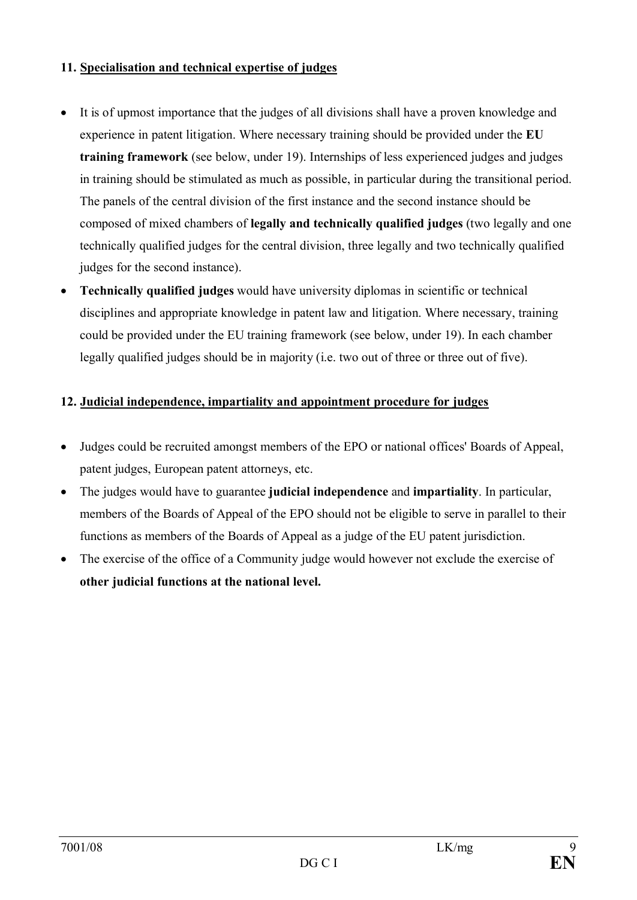**11. Specialisation and technical expertise of judges**

- It is of upmost importance that the judges of all divisions shall have a proven knowledge and experience in patent litigation. Where necessary training should be provided under the **EU training framework** (see below, under 19). Internships of less experienced judges and judges in training should be stimulated as much as possible, in particular during the transitional period. The panels of the central division of the first instance and the second instance should be composed of mixed chambers of **legally and technically qualified judges** (two legally and one technically qualified judges for the central division, three legally and two technically qualified judges for the second instance).
- **Technically qualified judges** would have university diplomas in scientific or technical disciplines and appropriate knowledge in patent law and litigation. Where necessary, training could be provided under the EU training framework (see below, under 19). In each chamber legally qualified judges should be in majority (i.e. two out of three or three out of five).

**12. Judicial independence, impartiality and appointment procedure for judges**

- Judges could be recruited amongst members of the EPO or national offices' Boards of Appeal, patent judges, European patent attorneys, etc.
- The judges would have to guarantee **judicial independence** and **impartiality**. In particular, members of the Boards of Appeal of the EPO should not be eligible to serve in parallel to their functions as members of the Boards of Appeal as a judge of the EU patent jurisdiction.
- The exercise of the office of a Community judge would however not exclude the exercise of **other judicial functions at the national level.**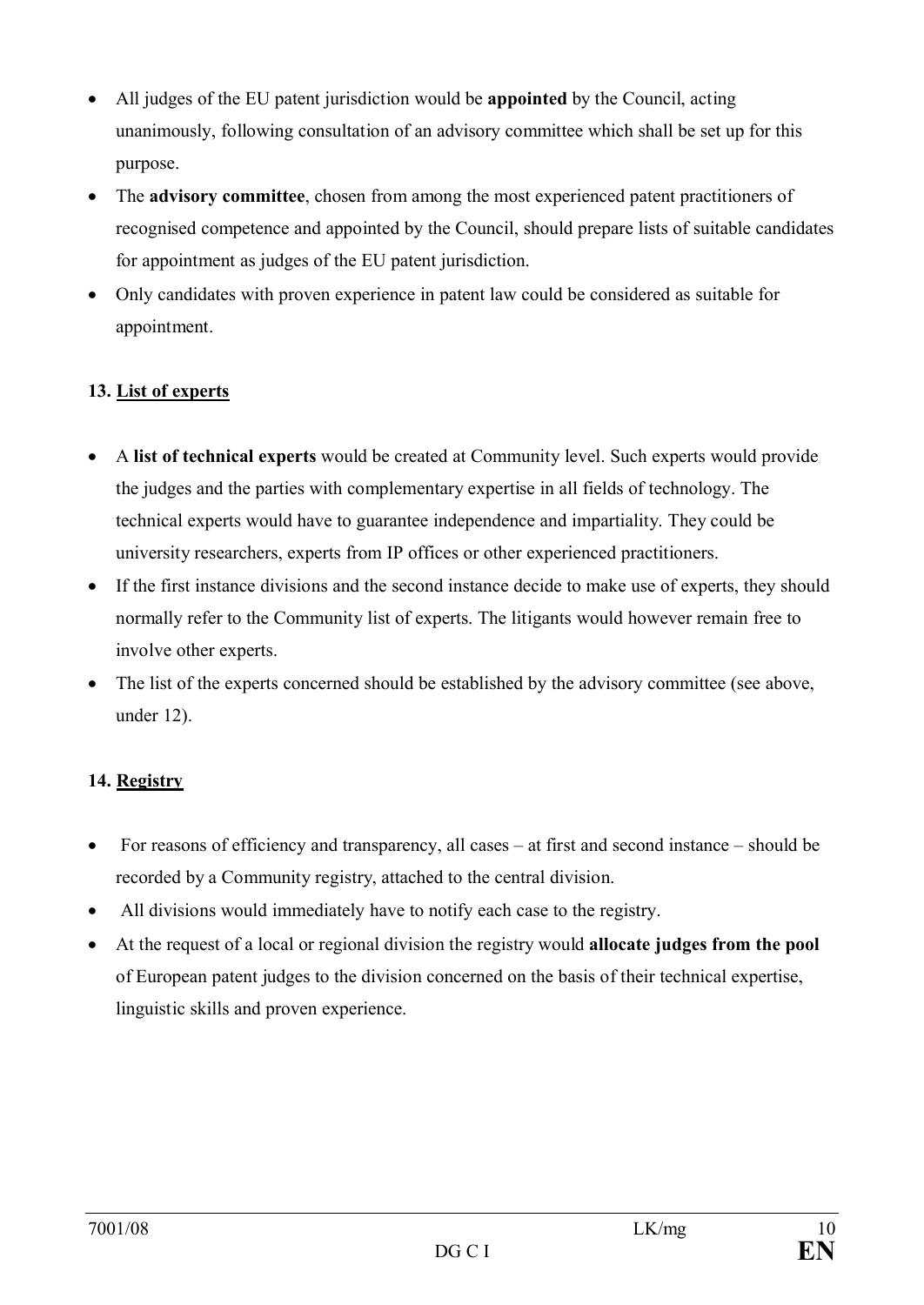- All judges of the EU patent jurisdiction would be **appointed** by the Council, acting unanimously, following consultation of an advisory committee which shall be set up for this purpose.
- The **advisory committee**, chosen from among the most experienced patent practitioners of recognised competence and appointed by the Council, should prepare lists of suitable candidates for appointment as judges of the EU patent jurisdiction.
- Only candidates with proven experience in patent law could be considered as suitable for appointment.

## 13. List of experts

- A **list of technical experts** would be created at Community level. Such experts would provide the judges and the parties with complementary expertise in all fields of technology. The technical experts would have to guarantee independence and impartiality. They could be university researchers, experts from IP offices or other experienced practitioners.
- If the first instance divisions and the second instance decide to make use of experts, they should normally refer to the Community list of experts. The litigants would however remain free to involve other experts.
- The list of the experts concerned should be established by the advisory committee (see above, under 12).

## 14. Registry

- For reasons of efficiency and transparency, all cases – at first and second instance – should be recorded by a Community registry, attached to the central division.
- All divisions would immediately have to notify each case to the registry.
- At the request of a local or regional division the registry would **allocate judges from the pool** of European patent judges to the division concerned on the basis of their technical expertise, linguistic skills and proven experience.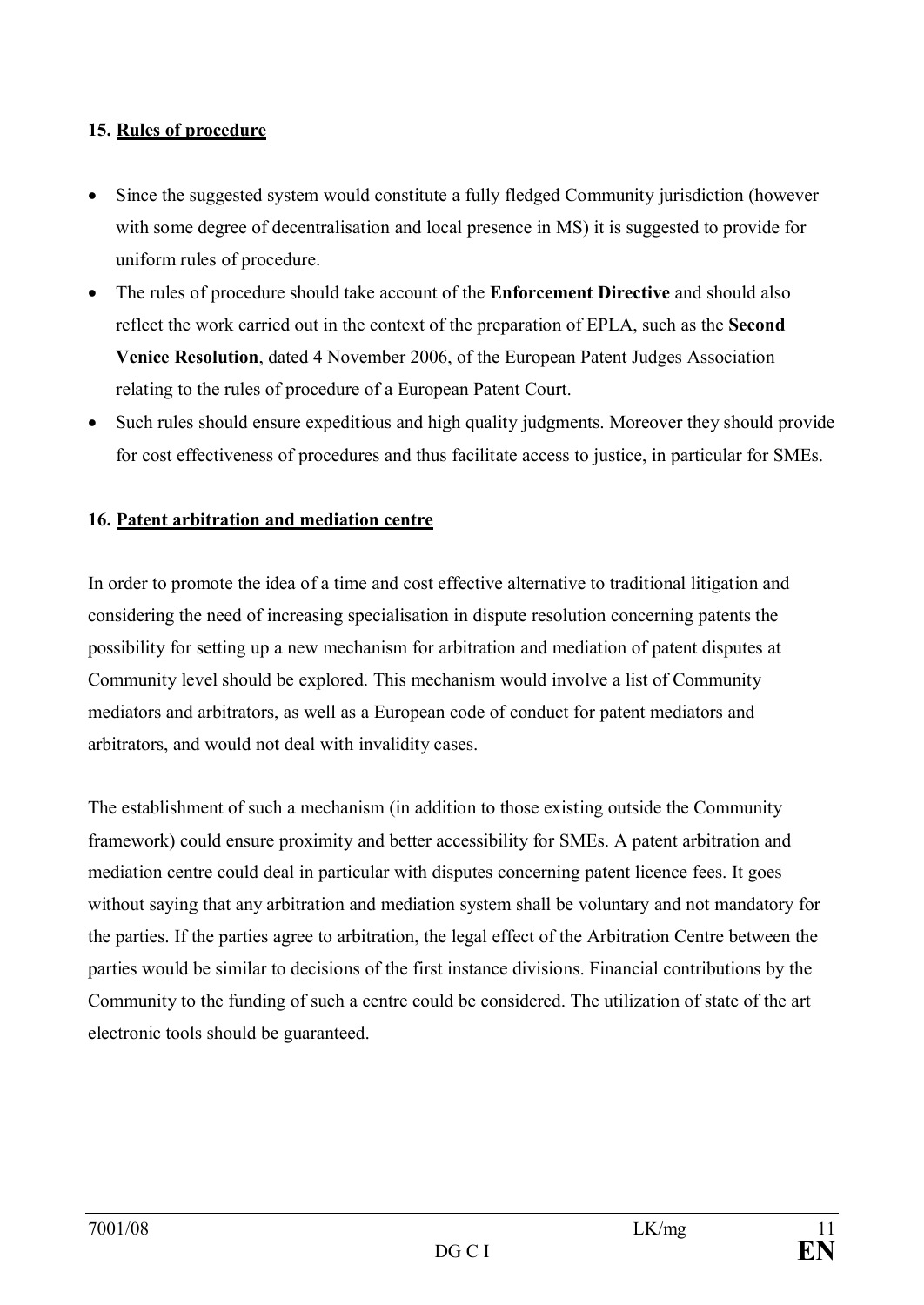### 15. Rules of procedure

- Since the suggested system would constitute a fully fledged Community jurisdiction (however with some degree of decentralisation and local presence in MS) it is suggested to provide for uniform rules of procedure.
- The rules of procedure should take account of the **Enforcement Directive** and should also reflect the work carried out in the context of the preparation of EPLA, such as the **Second Venice Resolution**, dated 4 November 2006, of the European Patent Judges Association relating to the rules of procedure of a European Patent Court.
- Such rules should ensure expeditious and high quality judgments. Moreover they should provide for cost effectiveness of procedures and thus facilitate access to justice, in particular for SMEs.

### 16. Patent arbitration and mediation centre

In order to promote the idea of a time and cost effective alternative to traditional litigation and considering the need of increasing specialisation in dispute resolution concerning patents the possibility for setting up a new mechanism for arbitration and mediation of patent disputes at Community level should be explored. This mechanism would involve a list of Community mediators and arbitrators, as well as a European code of conduct for patent mediators and arbitrators, and would not deal with invalidity cases.

The establishment of such a mechanism (in addition to those existing outside the Community framework) could ensure proximity and better accessibility for SMEs. A patent arbitration and mediation centre could deal in particular with disputes concerning patent licence fees. It goes without saying that any arbitration and mediation system shall be voluntary and not mandatory for the parties. If the parties agree to arbitration, the legal effect of the Arbitration Centre between the parties would be similar to decisions of the first instance divisions. Financial contributions by the Community to the funding of such a centre could be considered. The utilization of state of the art electronic tools should be guaranteed.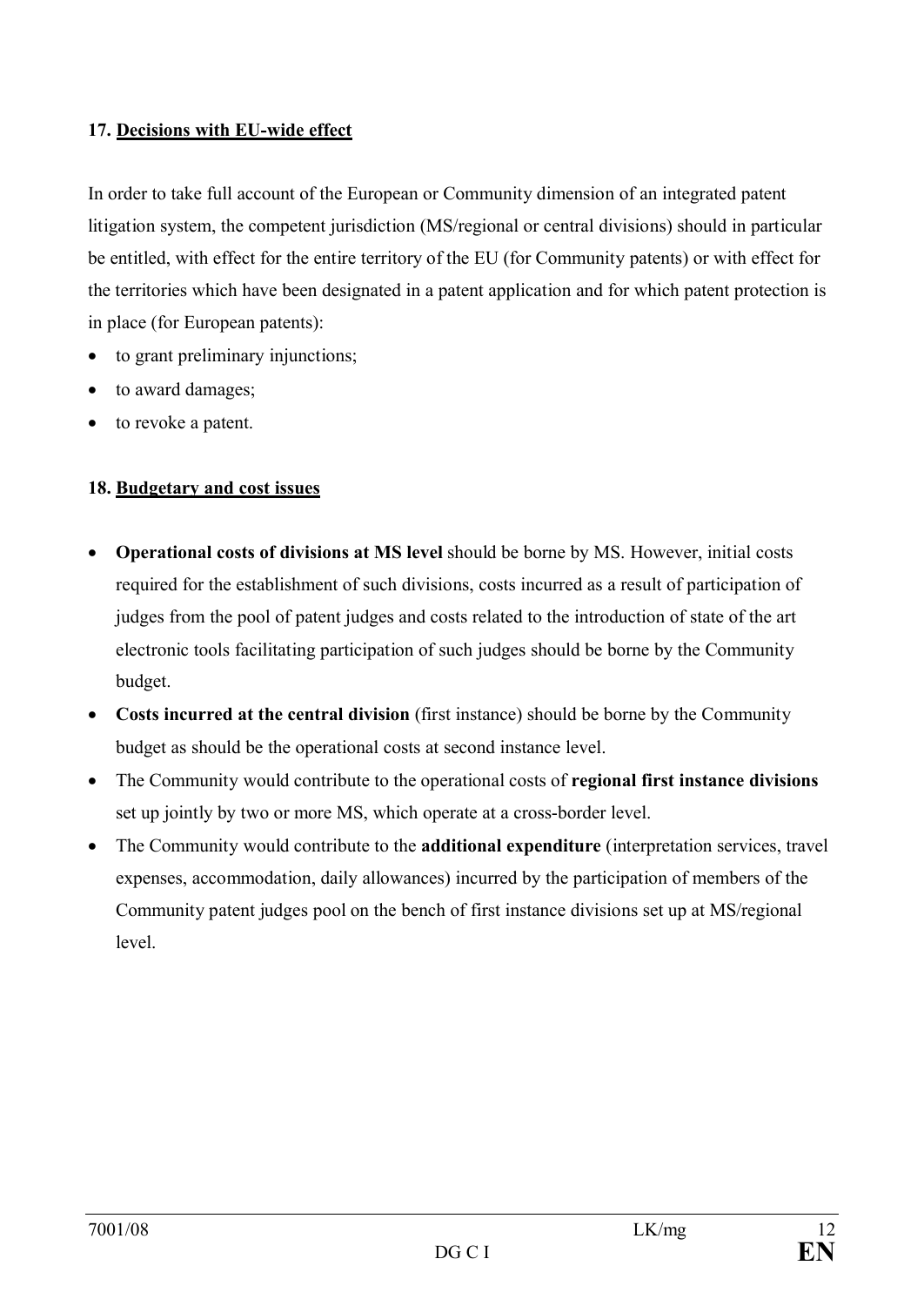**17. Decisions with EU-wide effect**

In order to take full account of the European or Community dimension of an integrated patent litigation system, the competent jurisdiction (MS/regional or central divisions) should in particular be entitled, with effect for the entire territory of the EU (for Community patents) or with effect for the territories which have been designated in a patent application and for which patent protection is in place (for European patents):

- to grant preliminary injunctions;
- to award damages;
- to revoke a patent.

**18. Budgetary and cost issues**

- **Operational costs of divisions at MS level** should be borne by MS. However, initial costs required for the establishment of such divisions, costs incurred as a result of participation of judges from the pool of patent judges and costs related to the introduction of state of the art electronic tools facilitating participation of such judges should be borne by the Community budget.
- **Costs incurred at the central division** (first instance) should be borne by the Community budget as should be the operational costs at second instance level.
- The Community would contribute to the operational costs of **regional first instance divisions** set up jointly by two or more MS, which operate at a cross-border level.
- The Community would contribute to the **additional expenditure** (interpretation services, travel expenses, accommodation, daily allowances) incurred by the participation of members of the Community patent judges pool on the bench of first instance divisions set up at MS/regional level.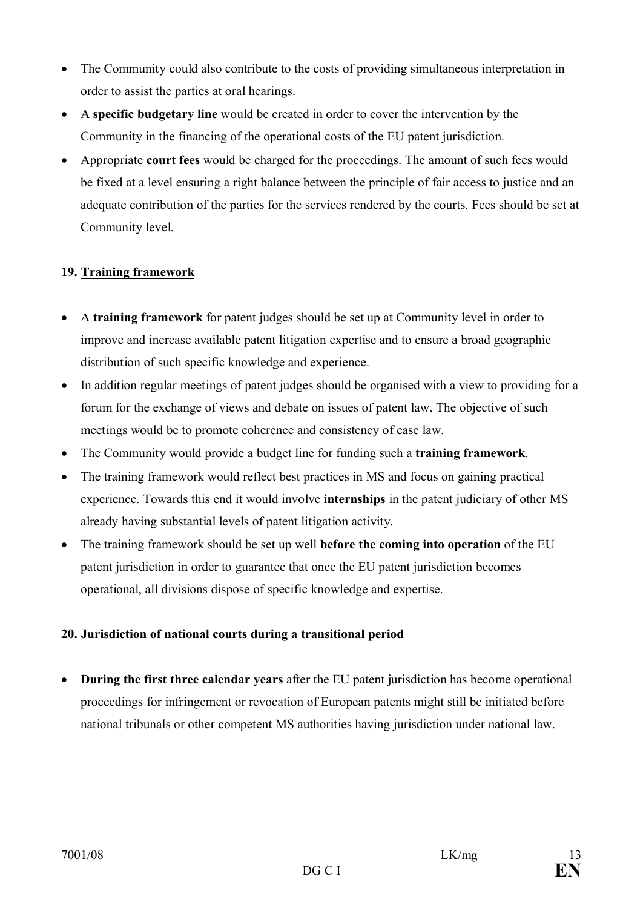- The Community could also contribute to the costs of providing simultaneous interpretation in order to assist the parties at oral hearings.
- A **specific budgetary line** would be created in order to cover the intervention by the Community in the financing of the operational costs of the EU patent jurisdiction.
- Appropriate **court fees** would be charged for the proceedings. The amount of such fees would be fixed at a level ensuring a right balance between the principle of fair access to justice and an adequate contribution of the parties for the services rendered by the courts. Fees should be set at Community level.

## 19. Training framework

- A **training framework** for patent judges should be set up at Community level in order to improve and increase available patent litigation expertise and to ensure a broad geographic distribution of such specific knowledge and experience.
- In addition regular meetings of patent judges should be organised with a view to providing for a forum for the exchange of views and debate on issues of patent law. The objective of such meetings would be to promote coherence and consistency of case law.
- The Community would provide a budget line for funding such a **training framework**.
- The training framework would reflect best practices in MS and focus on gaining practical experience. Towards this end it would involve **internships** in the patent judiciary of other MS already having substantial levels of patent litigation activity.
- The training framework should be set up well **before the coming into operation** of the EU patent jurisdiction in order to guarantee that once the EU patent jurisdiction becomes operational, all divisions dispose of specific knowledge and expertise.

## 20. Jurisdiction of national courts during a transitional period

- **During the first three calendar years** after the EU patent jurisdiction has become operational proceedings for infringement or revocation of European patents might still be initiated before national tribunals or other competent MS authorities having jurisdiction under national law.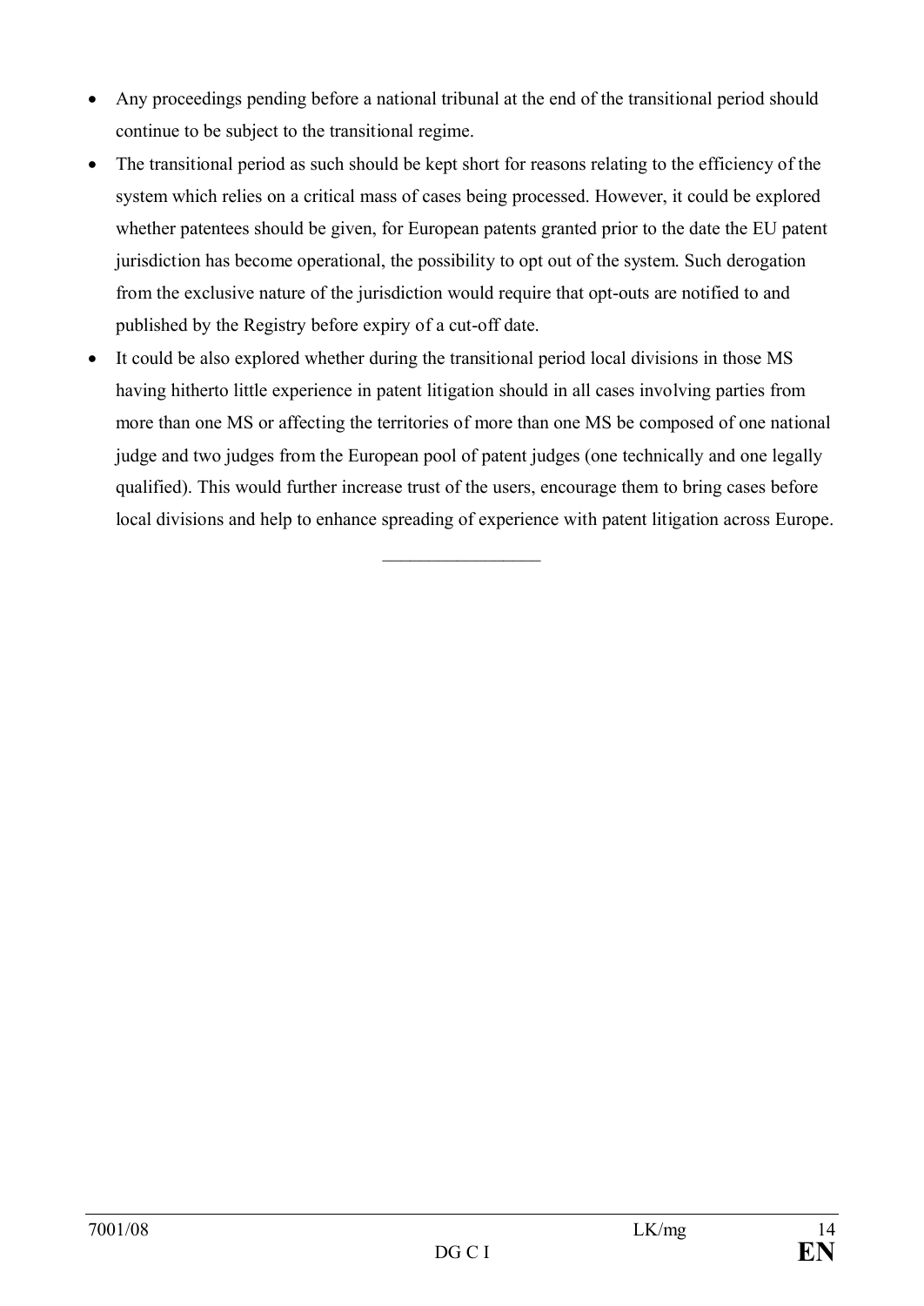- Any proceedings pending before a national tribunal at the end of the transitional period should continue to be subject to the transitional regime.
- The transitional period as such should be kept short for reasons relating to the efficiency of the system which relies on a critical mass of cases being processed. However, it could be explored whether patentees should be given, for European patents granted prior to the date the EU patent jurisdiction has become operational, the possibility to opt out of the system. Such derogation from the exclusive nature of the jurisdiction would require that opt-outs are notified to and published by the Registry before expiry of a cut-off date.
- It could be also explored whether during the transitional period local divisions in those MS having hitherto little experience in patent litigation should in all cases involving parties from more than one MS or affecting the territories of more than one MS be composed of one national judge and two judges from the European pool of patent judges (one technically and one legally qualified). This would further increase trust of the users, encourage them to bring cases before local divisions and help to enhance spreading of experience with patent litigation across Europe.

\_\_\_\_\_\_\_\_\_\_\_\_\_\_\_\_\_\_\_\_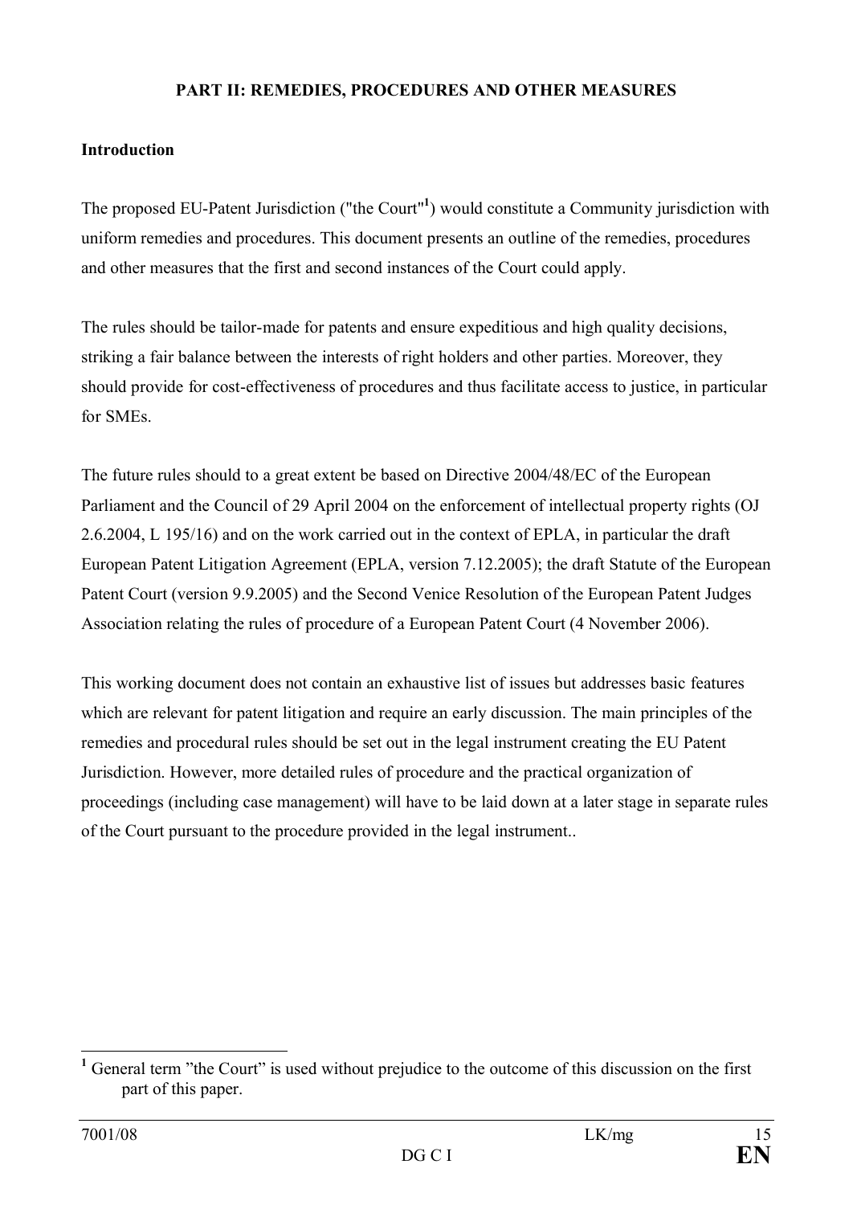## PART II: REMEDIES, PROCEDURES AND OTHER MEASURES

### Introduction

The proposed EU-Patent Jurisdiction ("the Court"[1]) would constitute a Community jurisdiction with uniform remedies and procedures. This document presents an outline of the remedies, procedures and other measures that the first and second instances of the Court could apply.

The rules should be tailor-made for patents and ensure expeditious and high quality decisions, striking a fair balance between the interests of right holders and other parties. Moreover, they should provide for cost-effectiveness of procedures and thus facilitate access to justice, in particular for SMEs.

The future rules should to a great extent be based on Directive 2004/48/EC of the European Parliament and the Council of 29 April 2004 on the enforcement of intellectual property rights (OJ 2.6.2004, L 195/16) and on the work carried out in the context of EPLA, in particular the draft European Patent Litigation Agreement (EPLA, version 7.12.2005); the draft Statute of the European Patent Court (version 9.9.2005) and the Second Venice Resolution of the European Patent Judges Association relating the rules of procedure of a European Patent Court (4 November 2006).

This working document does not contain an exhaustive list of issues but addresses basic features which are relevant for patent litigation and require an early discussion. The main principles of the remedies and procedural rules should be set out in the legal instrument creating the EU Patent Jurisdiction. However, more detailed rules of procedure and the practical organization of proceedings (including case management) will have to be laid down at a later stage in separate rules of the Court pursuant to the procedure provided in the legal instrument..

---

[1] General term "the Court" is used without prejudice to the outcome of this discussion on the first part of this paper.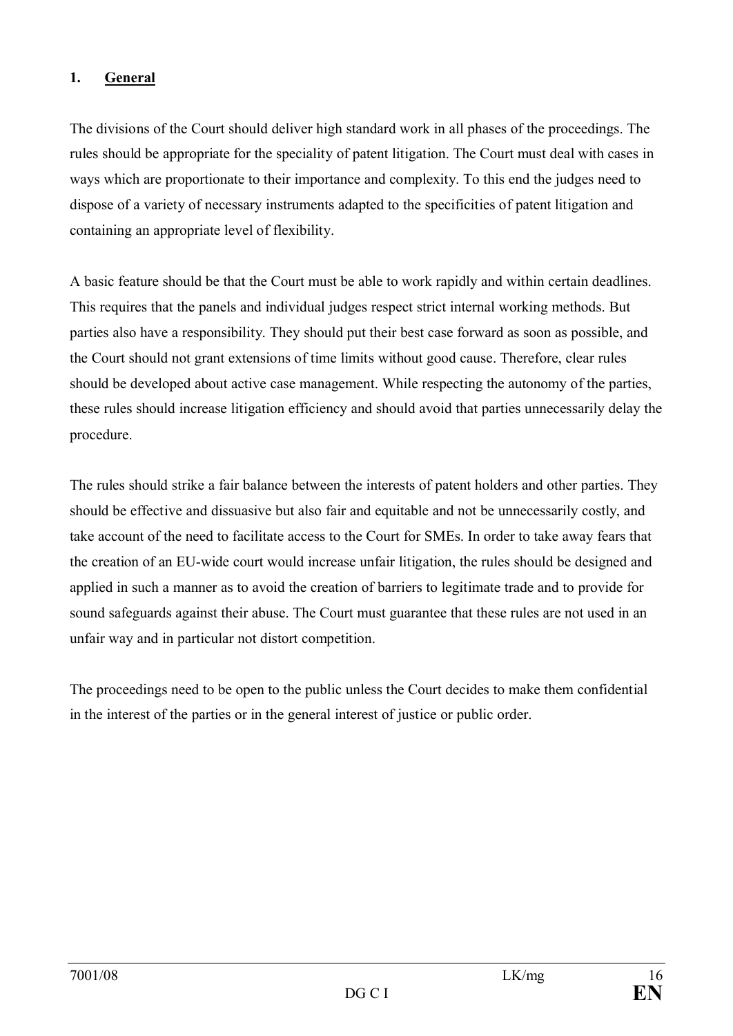## 1. General

The divisions of the Court should deliver high standard work in all phases of the proceedings. The rules should be appropriate for the speciality of patent litigation. The Court must deal with cases in ways which are proportionate to their importance and complexity. To this end the judges need to dispose of a variety of necessary instruments adapted to the specificities of patent litigation and containing an appropriate level of flexibility.

A basic feature should be that the Court must be able to work rapidly and within certain deadlines. This requires that the panels and individual judges respect strict internal working methods. But parties also have a responsibility. They should put their best case forward as soon as possible, and the Court should not grant extensions of time limits without good cause. Therefore, clear rules should be developed about active case management. While respecting the autonomy of the parties, these rules should increase litigation efficiency and should avoid that parties unnecessarily delay the procedure.

The rules should strike a fair balance between the interests of patent holders and other parties. They should be effective and dissuasive but also fair and equitable and not be unnecessarily costly, and take account of the need to facilitate access to the Court for SMEs. In order to take away fears that the creation of an EU-wide court would increase unfair litigation, the rules should be designed and applied in such a manner as to avoid the creation of barriers to legitimate trade and to provide for sound safeguards against their abuse. The Court must guarantee that these rules are not used in an unfair way and in particular not distort competition.

The proceedings need to be open to the public unless the Court decides to make them confidential in the interest of the parties or in the general interest of justice or public order.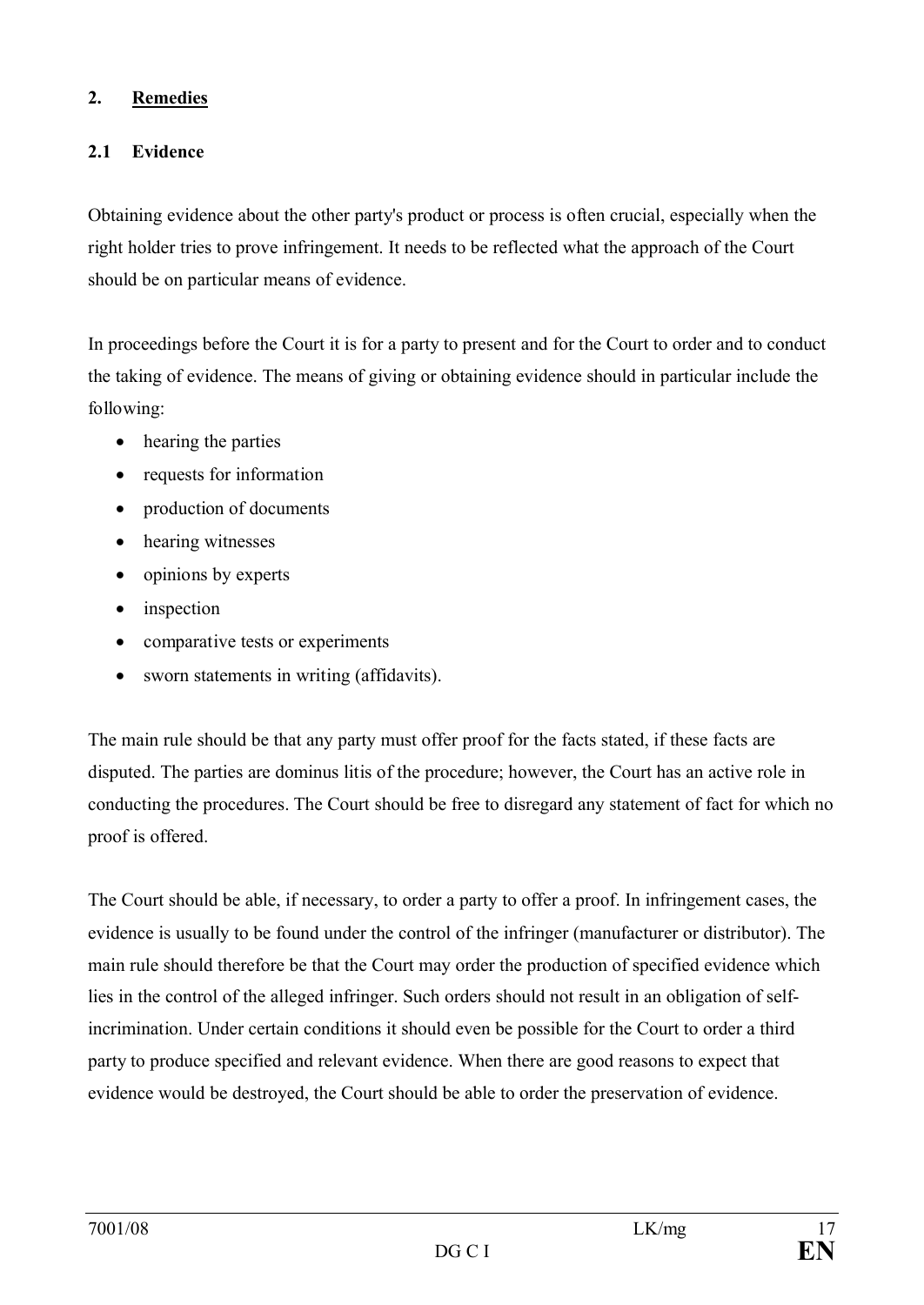## 2. Remedies

### 2.1 Evidence

Obtaining evidence about the other party's product or process is often crucial, especially when the right holder tries to prove infringement. It needs to be reflected what the approach of the Court should be on particular means of evidence.

In proceedings before the Court it is for a party to present and for the Court to order and to conduct the taking of evidence. The means of giving or obtaining evidence should in particular include the following:

- hearing the parties
- requests for information
- production of documents
- hearing witnesses
- opinions by experts
- inspection
- comparative tests or experiments
- sworn statements in writing (affidavits).

The main rule should be that any party must offer proof for the facts stated, if these facts are disputed. The parties are dominus litis of the procedure; however, the Court has an active role in conducting the procedures. The Court should be free to disregard any statement of fact for which no proof is offered.

The Court should be able, if necessary, to order a party to offer a proof. In infringement cases, the evidence is usually to be found under the control of the infringer (manufacturer or distributor). The main rule should therefore be that the Court may order the production of specified evidence which lies in the control of the alleged infringer. Such orders should not result in an obligation of self-incrimination. Under certain conditions it should even be possible for the Court to order a third party to produce specified and relevant evidence. When there are good reasons to expect that evidence would be destroyed, the Court should be able to order the preservation of evidence.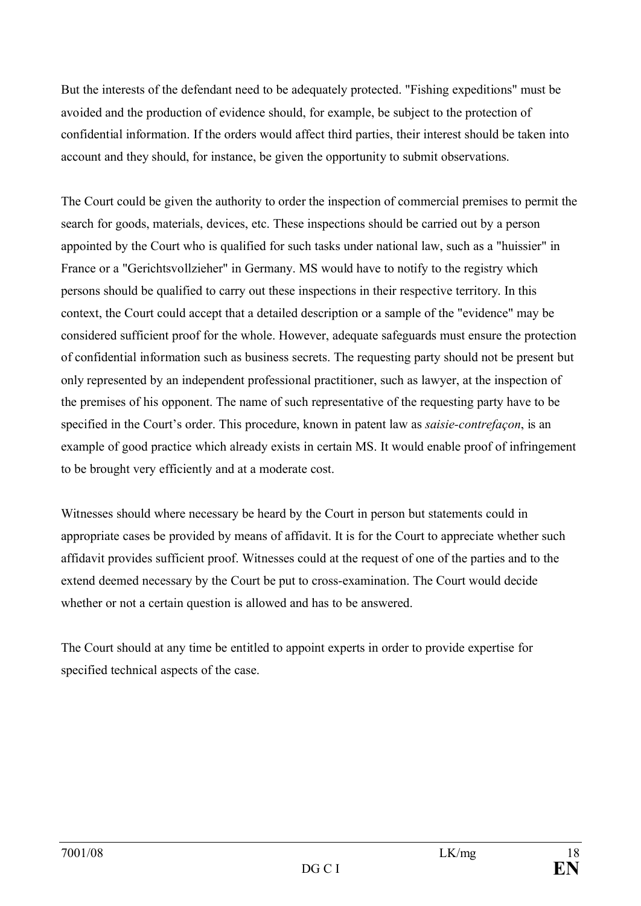But the interests of the defendant need to be adequately protected. "Fishing expeditions" must be avoided and the production of evidence should, for example, be subject to the protection of confidential information. If the orders would affect third parties, their interest should be taken into account and they should, for instance, be given the opportunity to submit observations.

The Court could be given the authority to order the inspection of commercial premises to permit the search for goods, materials, devices, etc. These inspections should be carried out by a person appointed by the Court who is qualified for such tasks under national law, such as a "huissier" in France or a "Gerichtsvollzieher" in Germany. MS would have to notify to the registry which persons should be qualified to carry out these inspections in their respective territory. In this context, the Court could accept that a detailed description or a sample of the "evidence" may be considered sufficient proof for the whole. However, adequate safeguards must ensure the protection of confidential information such as business secrets. The requesting party should not be present but only represented by an independent professional practitioner, such as lawyer, at the inspection of the premises of his opponent. The name of such representative of the requesting party have to be specified in the Court's order. This procedure, known in patent law as *saisie-contrefaçon*, is an example of good practice which already exists in certain MS. It would enable proof of infringement to be brought very efficiently and at a moderate cost.

Witnesses should where necessary be heard by the Court in person but statements could in appropriate cases be provided by means of affidavit. It is for the Court to appreciate whether such affidavit provides sufficient proof. Witnesses could at the request of one of the parties and to the extend deemed necessary by the Court be put to cross-examination. The Court would decide whether or not a certain question is allowed and has to be answered.

The Court should at any time be entitled to appoint experts in order to provide expertise for specified technical aspects of the case.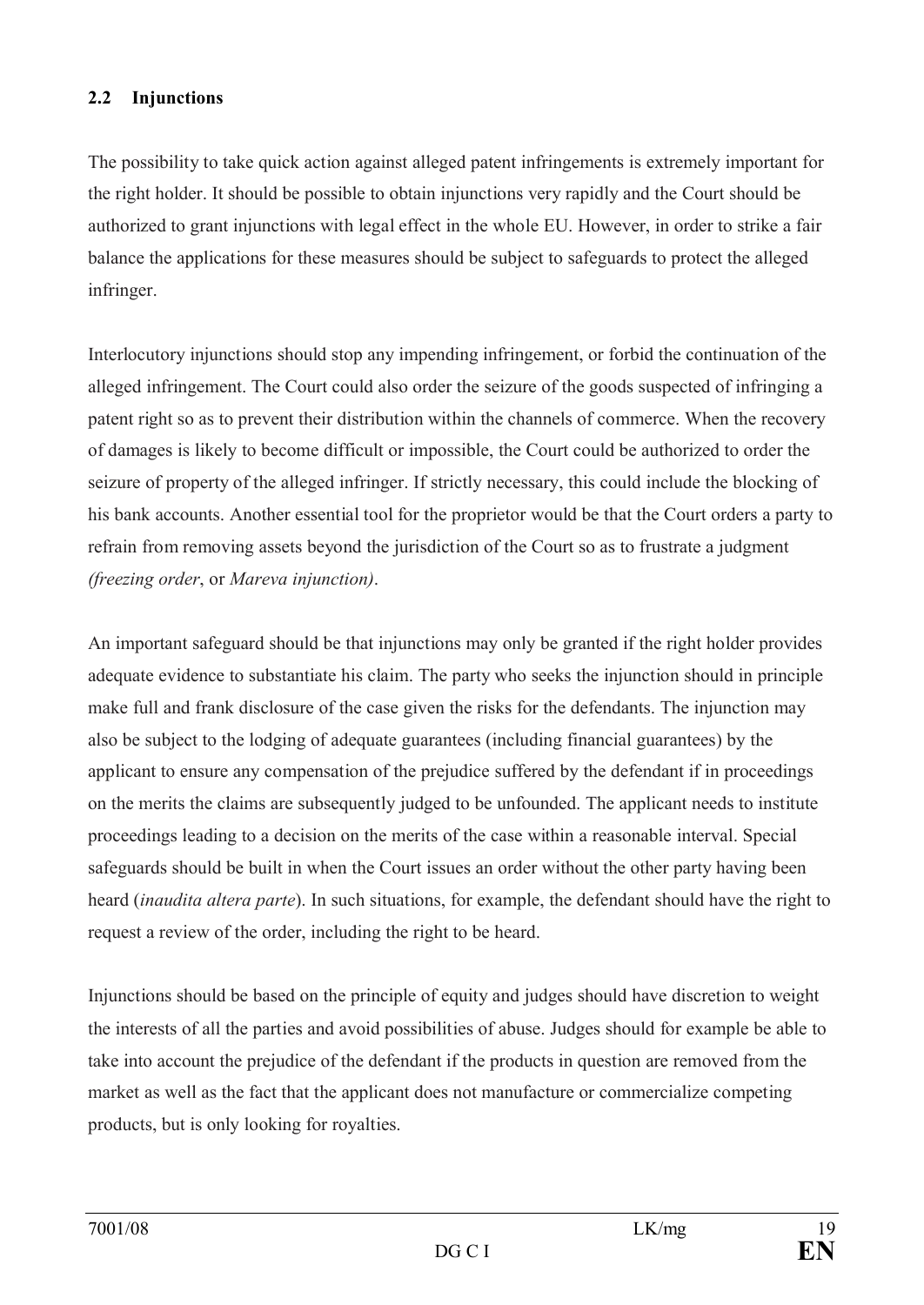## 2.2 Injunctions

The possibility to take quick action against alleged patent infringements is extremely important for the right holder. It should be possible to obtain injunctions very rapidly and the Court should be authorized to grant injunctions with legal effect in the whole EU. However, in order to strike a fair balance the applications for these measures should be subject to safeguards to protect the alleged infringer.

Interlocutory injunctions should stop any impending infringement, or forbid the continuation of the alleged infringement. The Court could also order the seizure of the goods suspected of infringing a patent right so as to prevent their distribution within the channels of commerce. When the recovery of damages is likely to become difficult or impossible, the Court could be authorized to order the seizure of property of the alleged infringer. If strictly necessary, this could include the blocking of his bank accounts. Another essential tool for the proprietor would be that the Court orders a party to refrain from removing assets beyond the jurisdiction of the Court so as to frustrate a judgment *(freezing order*, or *Mareva injunction)*.

An important safeguard should be that injunctions may only be granted if the right holder provides adequate evidence to substantiate his claim. The party who seeks the injunction should in principle make full and frank disclosure of the case given the risks for the defendants. The injunction may also be subject to the lodging of adequate guarantees (including financial guarantees) by the applicant to ensure any compensation of the prejudice suffered by the defendant if in proceedings on the merits the claims are subsequently judged to be unfounded. The applicant needs to institute proceedings leading to a decision on the merits of the case within a reasonable interval. Special safeguards should be built in when the Court issues an order without the other party having been heard (*inaudita altera parte*). In such situations, for example, the defendant should have the right to request a review of the order, including the right to be heard.

Injunctions should be based on the principle of equity and judges should have discretion to weight the interests of all the parties and avoid possibilities of abuse. Judges should for example be able to take into account the prejudice of the defendant if the products in question are removed from the market as well as the fact that the applicant does not manufacture or commercialize competing products, but is only looking for royalties.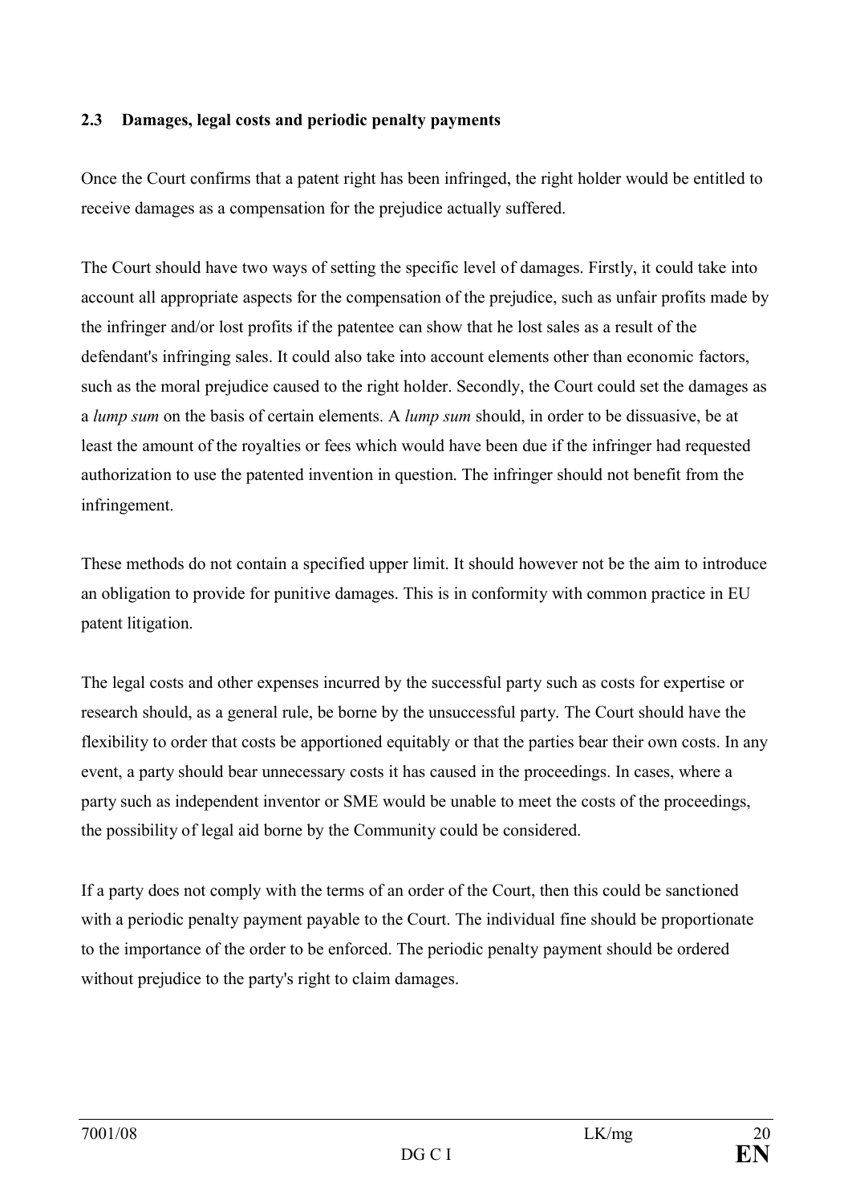### 2.3 Damages, legal costs and periodic penalty payments

Once the Court confirms that a patent right has been infringed, the right holder would be entitled to receive damages as a compensation for the prejudice actually suffered.

The Court should have two ways of setting the specific level of damages. Firstly, it could take into account all appropriate aspects for the compensation of the prejudice, such as unfair profits made by the infringer and/or lost profits if the patentee can show that he lost sales as a result of the defendant's infringing sales. It could also take into account elements other than economic factors, such as the moral prejudice caused to the right holder. Secondly, the Court could set the damages as a *lump sum* on the basis of certain elements. A *lump sum* should, in order to be dissuasive, be at least the amount of the royalties or fees which would have been due if the infringer had requested authorization to use the patented invention in question. The infringer should not benefit from the infringement.

These methods do not contain a specified upper limit. It should however not be the aim to introduce an obligation to provide for punitive damages. This is in conformity with common practice in EU patent litigation.

The legal costs and other expenses incurred by the successful party such as costs for expertise or research should, as a general rule, be borne by the unsuccessful party. The Court should have the flexibility to order that costs be apportioned equitably or that the parties bear their own costs. In any event, a party should bear unnecessary costs it has caused in the proceedings. In cases, where a party such as independent inventor or SME would be unable to meet the costs of the proceedings, the possibility of legal aid borne by the Community could be considered.

If a party does not comply with the terms of an order of the Court, then this could be sanctioned with a periodic penalty payment payable to the Court. The individual fine should be proportionate to the importance of the order to be enforced. The periodic penalty payment should be ordered without prejudice to the party's right to claim damages.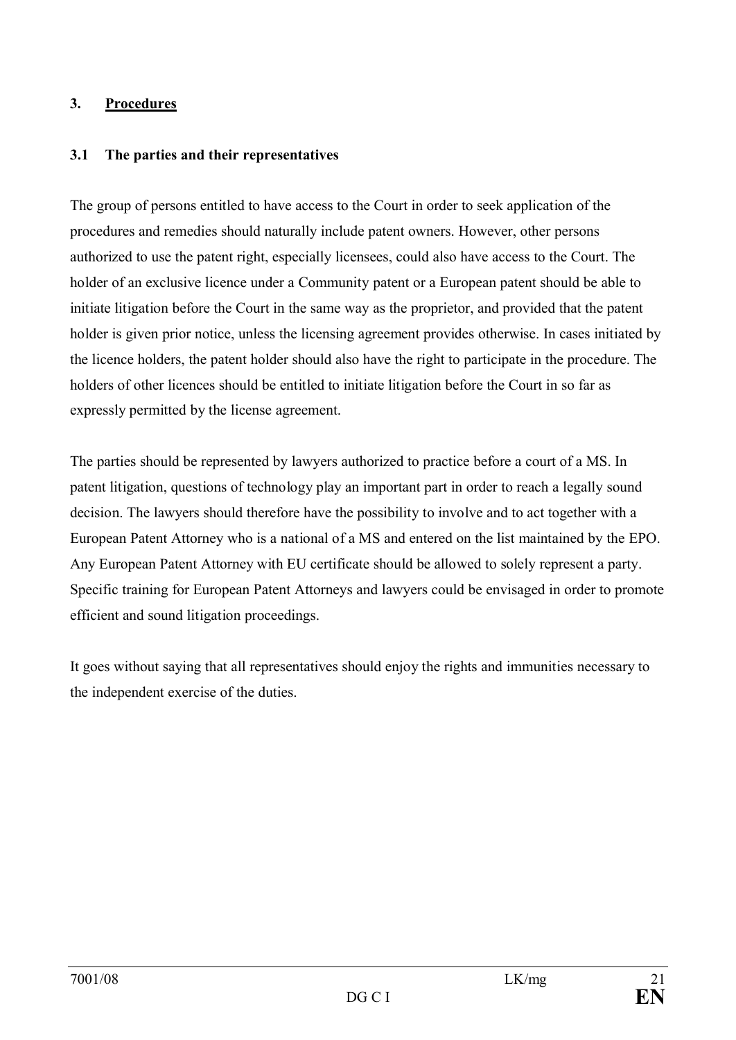## 3. Procedures

### 3.1 The parties and their representatives

The group of persons entitled to have access to the Court in order to seek application of the procedures and remedies should naturally include patent owners. However, other persons authorized to use the patent right, especially licensees, could also have access to the Court. The holder of an exclusive licence under a Community patent or a European patent should be able to initiate litigation before the Court in the same way as the proprietor, and provided that the patent holder is given prior notice, unless the licensing agreement provides otherwise. In cases initiated by the licence holders, the patent holder should also have the right to participate in the procedure. The holders of other licences should be entitled to initiate litigation before the Court in so far as expressly permitted by the license agreement.

The parties should be represented by lawyers authorized to practice before a court of a MS. In patent litigation, questions of technology play an important part in order to reach a legally sound decision. The lawyers should therefore have the possibility to involve and to act together with a European Patent Attorney who is a national of a MS and entered on the list maintained by the EPO. Any European Patent Attorney with EU certificate should be allowed to solely represent a party. Specific training for European Patent Attorneys and lawyers could be envisaged in order to promote efficient and sound litigation proceedings.

It goes without saying that all representatives should enjoy the rights and immunities necessary to the independent exercise of the duties.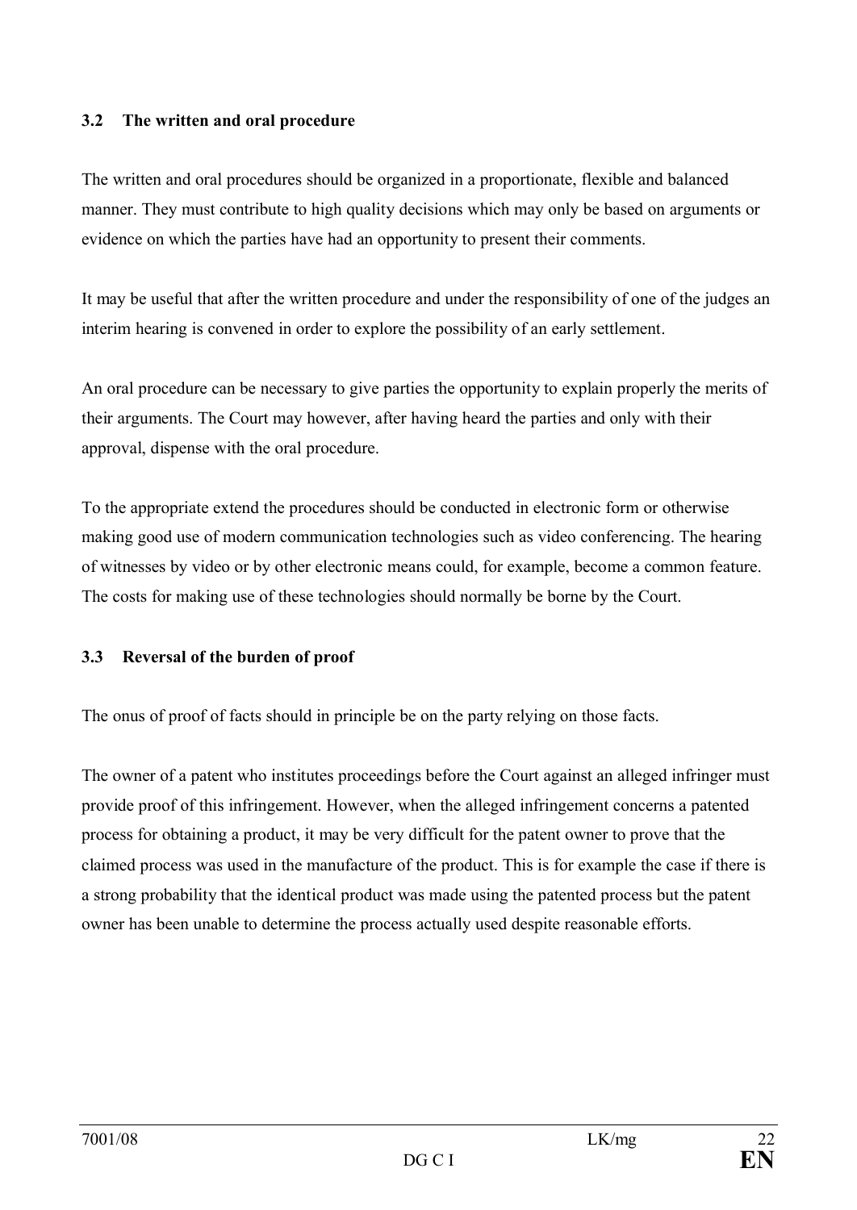### 3.2 The written and oral procedure

The written and oral procedures should be organized in a proportionate, flexible and balanced manner. They must contribute to high quality decisions which may only be based on arguments or evidence on which the parties have had an opportunity to present their comments.

It may be useful that after the written procedure and under the responsibility of one of the judges an interim hearing is convened in order to explore the possibility of an early settlement.

An oral procedure can be necessary to give parties the opportunity to explain properly the merits of their arguments. The Court may however, after having heard the parties and only with their approval, dispense with the oral procedure.

To the appropriate extend the procedures should be conducted in electronic form or otherwise making good use of modern communication technologies such as video conferencing. The hearing of witnesses by video or by other electronic means could, for example, become a common feature. The costs for making use of these technologies should normally be borne by the Court.

### 3.3 Reversal of the burden of proof

The onus of proof of facts should in principle be on the party relying on those facts.

The owner of a patent who institutes proceedings before the Court against an alleged infringer must provide proof of this infringement. However, when the alleged infringement concerns a patented process for obtaining a product, it may be very difficult for the patent owner to prove that the claimed process was used in the manufacture of the product. This is for example the case if there is a strong probability that the identical product was made using the patented process but the patent owner has been unable to determine the process actually used despite reasonable efforts.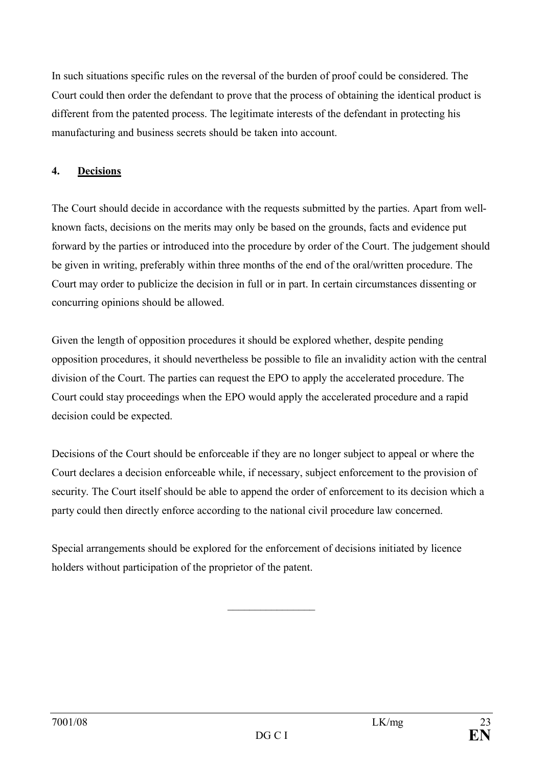In such situations specific rules on the reversal of the burden of proof could be considered. The Court could then order the defendant to prove that the process of obtaining the identical product is different from the patented process. The legitimate interests of the defendant in protecting his manufacturing and business secrets should be taken into account.

## 4. Decisions

The Court should decide in accordance with the requests submitted by the parties. Apart from well-known facts, decisions on the merits may only be based on the grounds, facts and evidence put forward by the parties or introduced into the procedure by order of the Court. The judgement should be given in writing, preferably within three months of the end of the oral/written procedure. The Court may order to publicize the decision in full or in part. In certain circumstances dissenting or concurring opinions should be allowed.

Given the length of opposition procedures it should be explored whether, despite pending opposition procedures, it should nevertheless be possible to file an invalidity action with the central division of the Court. The parties can request the EPO to apply the accelerated procedure. The Court could stay proceedings when the EPO would apply the accelerated procedure and a rapid decision could be expected.

Decisions of the Court should be enforceable if they are no longer subject to appeal or where the Court declares a decision enforceable while, if necessary, subject enforcement to the provision of security. The Court itself should be able to append the order of enforcement to its decision which a party could then directly enforce according to the national civil procedure law concerned.

Special arrangements should be explored for the enforcement of decisions initiated by licence holders without participation of the proprietor of the patent.

\_\_\_\_\_\_\_\_\_\_\_\_\_\_\_\_